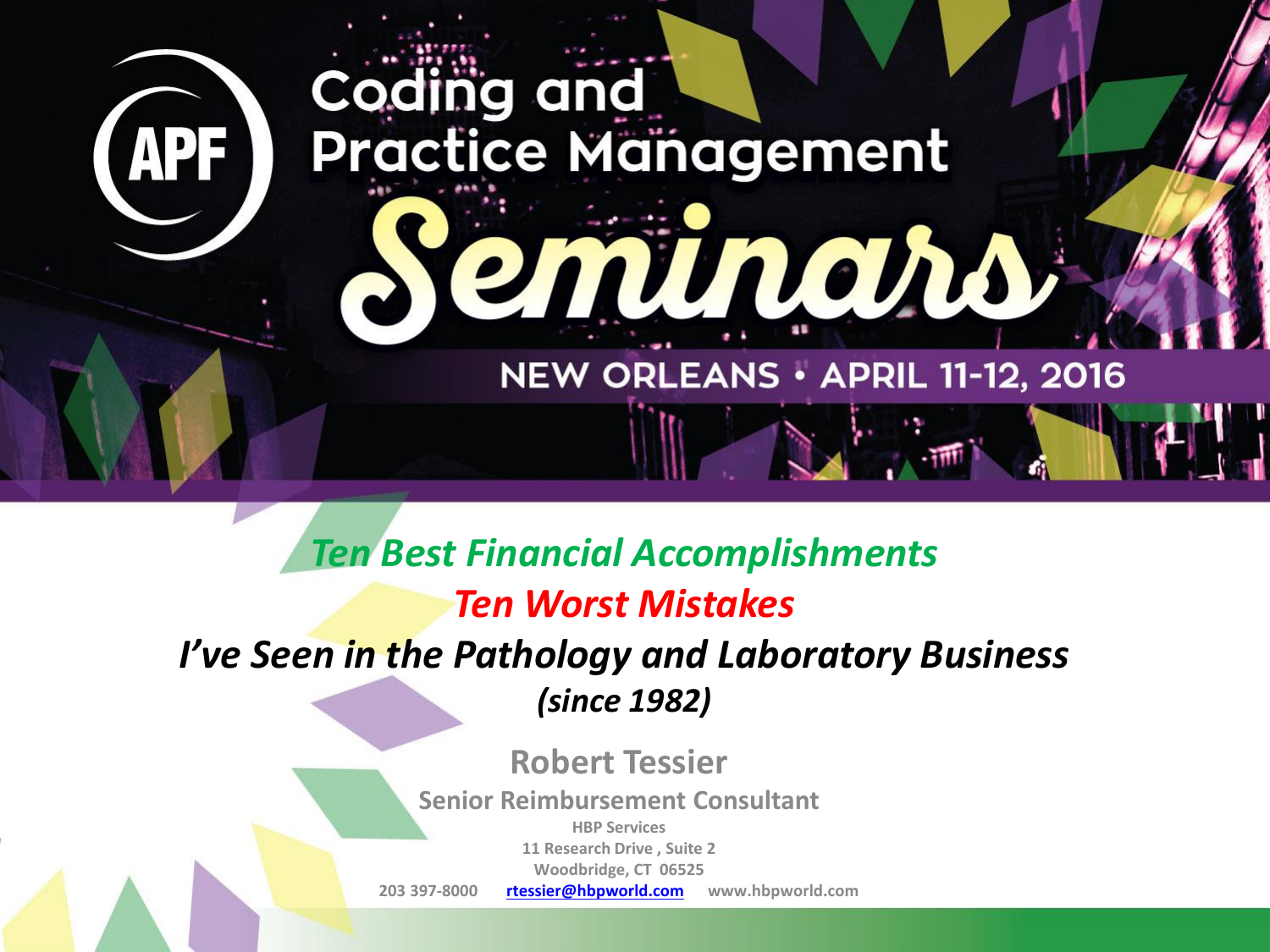APF

# Coding and Practice Management Seminars

NEW ORLEANS • APRIL 11-12, 2016

## *Ten Best Financial Accomplishments*
## *Ten Worst Mistakes*
## *I've Seen in the Pathology and Laboratory Business*
*(since 1982)*

**Robert Tessier**

**Senior Reimbursement Consultant**

**HBP Services**
**11 Research Drive , Suite 2**
**Woodbridge, CT 06525**
**203 397-8000** **rtessier@hbpworld.com** **www.hbpworld.com**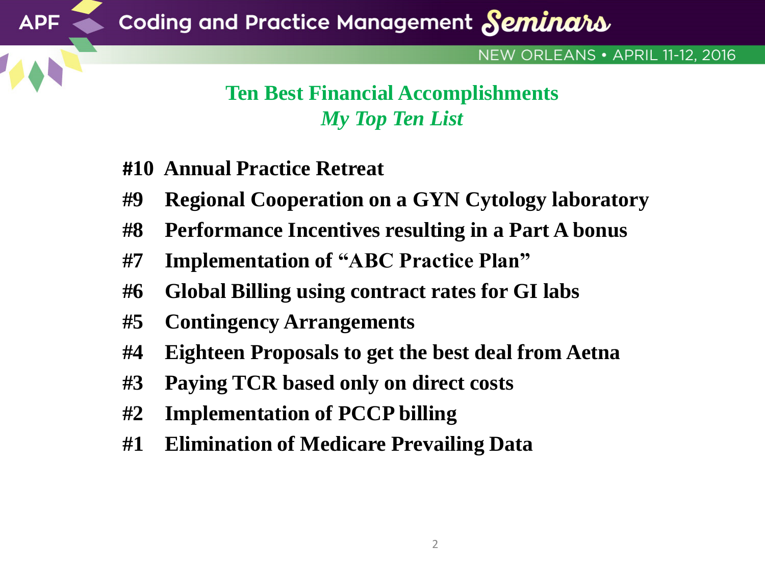## Ten Best Financial Accomplishments

### *My Top Ten List*

**#10 Annual Practice Retreat**

**#9 Regional Cooperation on a GYN Cytology laboratory**

**#8 Performance Incentives resulting in a Part A bonus**

**#7 Implementation of "ABC Practice Plan"**

**#6 Global Billing using contract rates for GI labs**

**#5 Contingency Arrangements**

**#4 Eighteen Proposals to get the best deal from Aetna**

**#3 Paying TCR based only on direct costs**

**#2 Implementation of PCCP billing**

**#1 Elimination of Medicare Prevailing Data**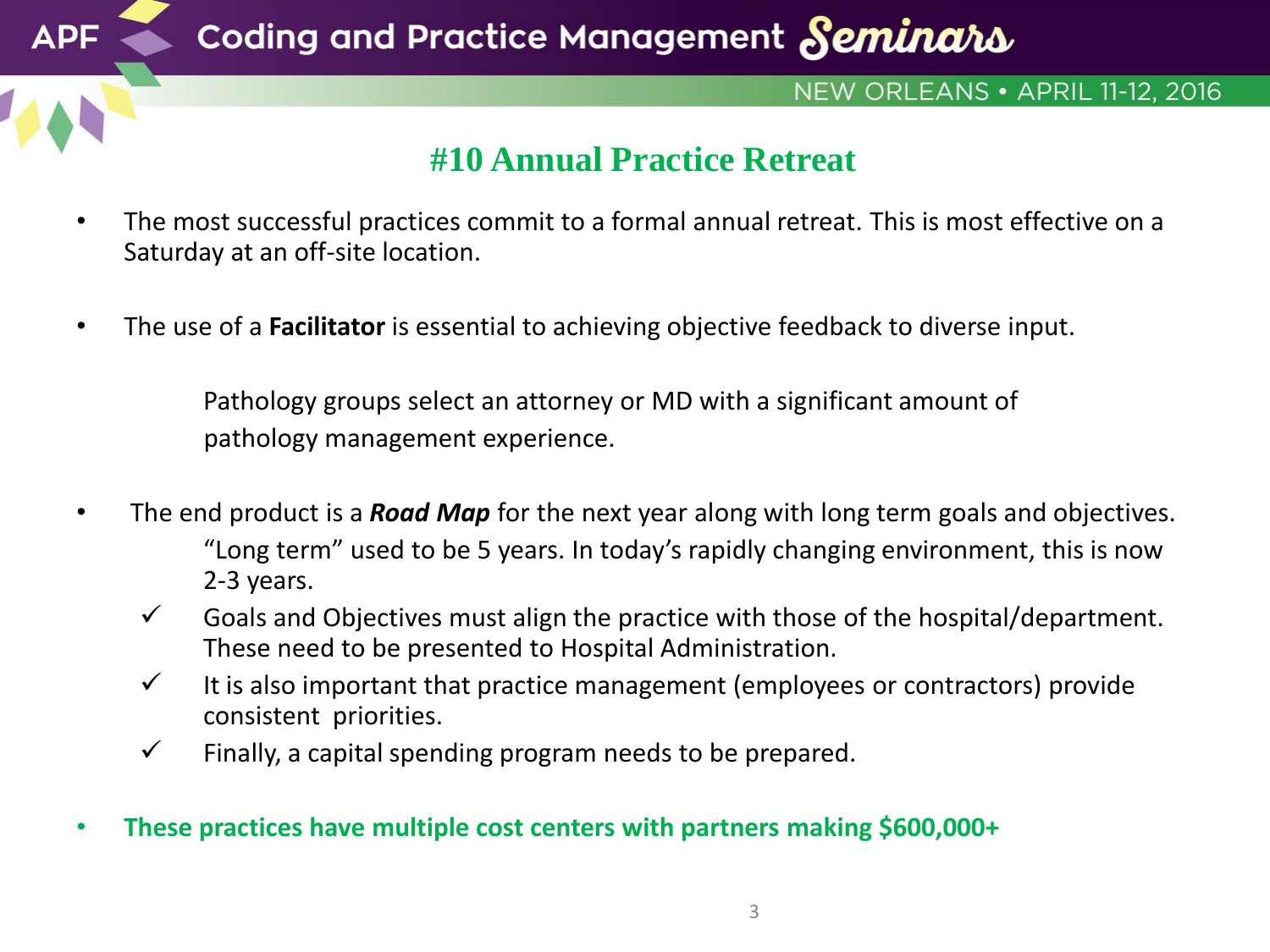## #10 Annual Practice Retreat

- The most successful practices commit to a formal annual retreat. This is most effective on a Saturday at an off-site location.

- The use of a **Facilitator** is essential to achieving objective feedback to diverse input.

  Pathology groups select an attorney or MD with a significant amount of pathology management experience.

- The end product is a ***Road Map*** for the next year along with long term goals and objectives.
  
  "Long term" used to be 5 years. In today's rapidly changing environment, this is now 2-3 years.
  - ✓ Goals and Objectives must align the practice with those of the hospital/department. These need to be presented to Hospital Administration.
  - ✓ It is also important that practice management (employees or contractors) provide consistent priorities.
  - ✓ Finally, a capital spending program needs to be prepared.

- **These practices have multiple cost centers with partners making $600,000+**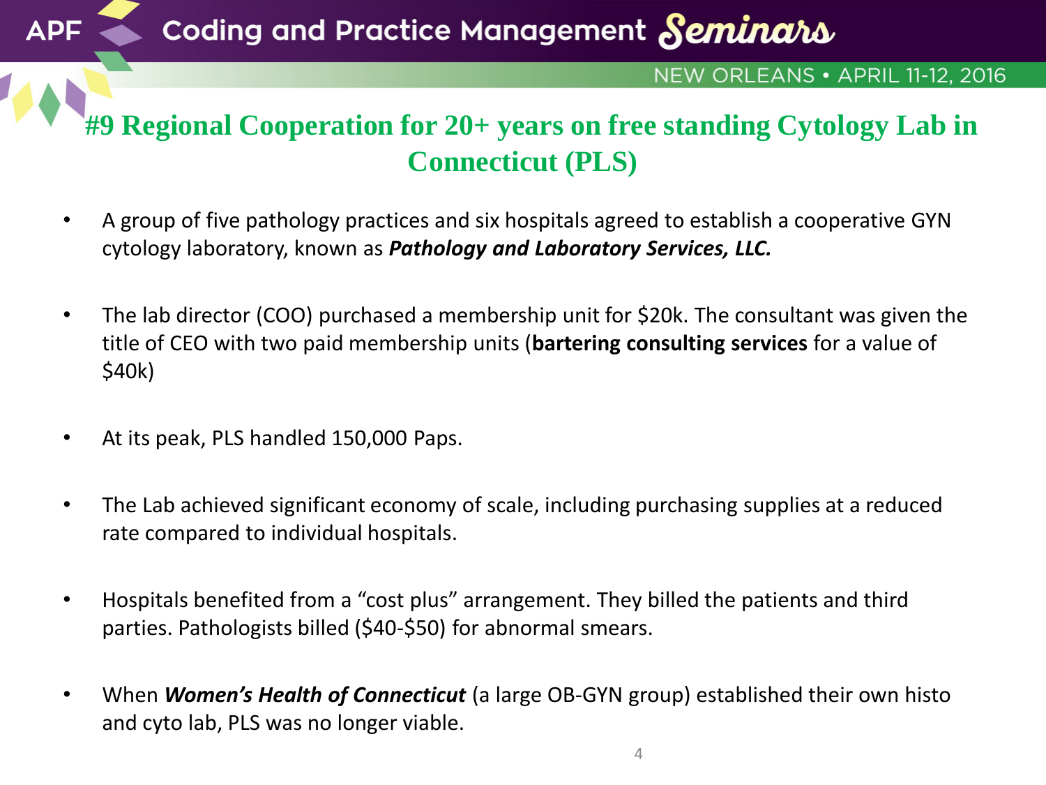# #9 Regional Cooperation for 20+ years on free standing Cytology Lab in Connecticut (PLS)

- A group of five pathology practices and six hospitals agreed to establish a cooperative GYN cytology laboratory, known as ***Pathology and Laboratory Services, LLC.***

- The lab director (COO) purchased a membership unit for $20k. The consultant was given the title of CEO with two paid membership units (**bartering consulting services** for a value of $40k)

- At its peak, PLS handled 150,000 Paps.

- The Lab achieved significant economy of scale, including purchasing supplies at a reduced rate compared to individual hospitals.

- Hospitals benefited from a "cost plus" arrangement. They billed the patients and third parties. Pathologists billed ($40-$50) for abnormal smears.

- When ***Women's Health of Connecticut*** (a large OB-GYN group) established their own histo and cyto lab, PLS was no longer viable.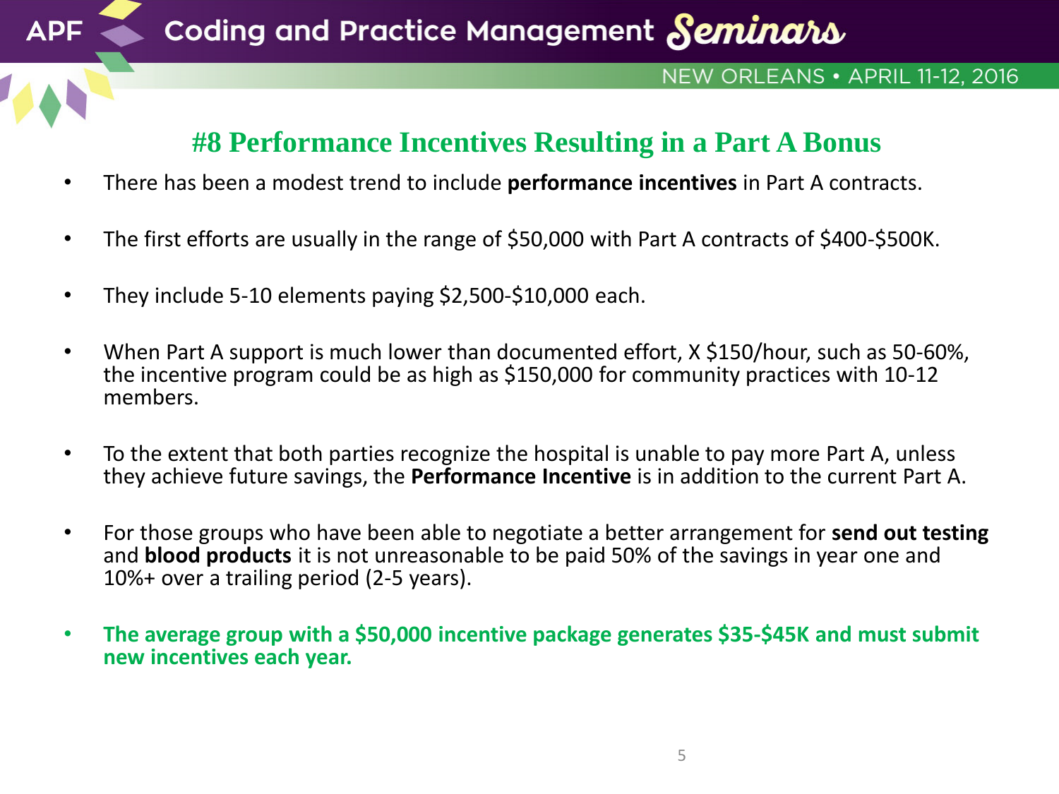## #8 Performance Incentives Resulting in a Part A Bonus

- There has been a modest trend to include **performance incentives** in Part A contracts.
- The first efforts are usually in the range of $50,000 with Part A contracts of $400-$500K.
- They include 5-10 elements paying $2,500-$10,000 each.
- When Part A support is much lower than documented effort, X $150/hour, such as 50-60%, the incentive program could be as high as $150,000 for community practices with 10-12 members.
- To the extent that both parties recognize the hospital is unable to pay more Part A, unless they achieve future savings, the **Performance Incentive** is in addition to the current Part A.
- For those groups who have been able to negotiate a better arrangement for **send out testing** and **blood products** it is not unreasonable to be paid 50% of the savings in year one and 10%+ over a trailing period (2-5 years).
- **The average group with a $50,000 incentive package generates $35-$45K and must submit new incentives each year.**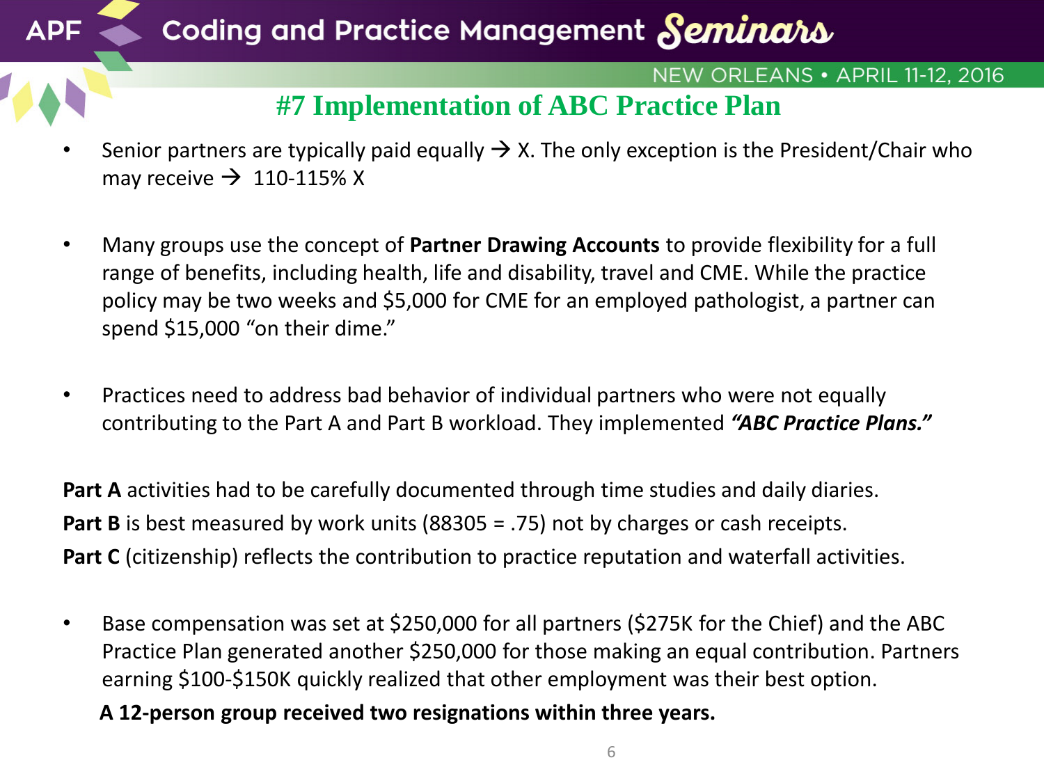# #7 Implementation of ABC Practice Plan

- Senior partners are typically paid equally → X. The only exception is the President/Chair who may receive → 110-115% X

- Many groups use the concept of **Partner Drawing Accounts** to provide flexibility for a full range of benefits, including health, life and disability, travel and CME. While the practice policy may be two weeks and $5,000 for CME for an employed pathologist, a partner can spend $15,000 "on their dime."

- Practices need to address bad behavior of individual partners who were not equally contributing to the Part A and Part B workload. They implemented ***"ABC Practice Plans."***

**Part A** activities had to be carefully documented through time studies and daily diaries.

**Part B** is best measured by work units (88305 = .75) not by charges or cash receipts.

**Part C** (citizenship) reflects the contribution to practice reputation and waterfall activities.

- Base compensation was set at $250,000 for all partners ($275K for the Chief) and the ABC Practice Plan generated another $250,000 for those making an equal contribution. Partners earning $100-$150K quickly realized that other employment was their best option.

  **A 12-person group received two resignations within three years.**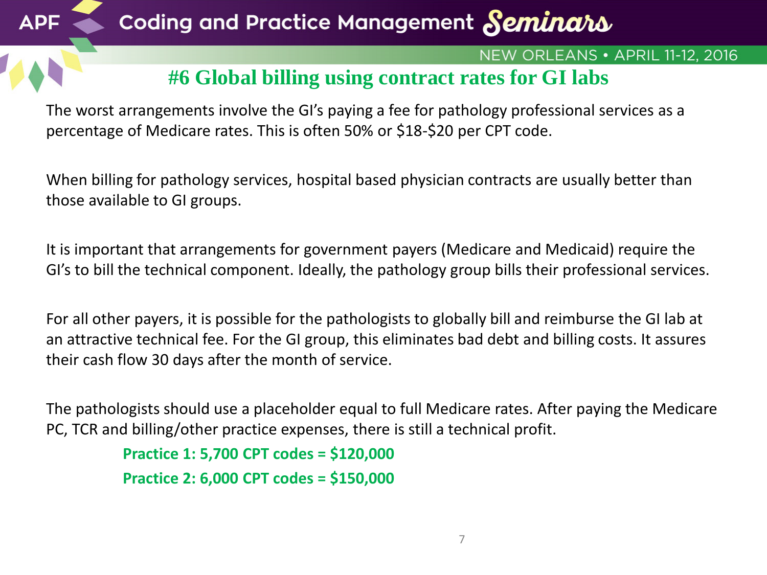# #6 Global billing using contract rates for GI labs

The worst arrangements involve the GI's paying a fee for pathology professional services as a percentage of Medicare rates. This is often 50% or $18-$20 per CPT code.

When billing for pathology services, hospital based physician contracts are usually better than those available to GI groups.

It is important that arrangements for government payers (Medicare and Medicaid) require the GI's to bill the technical component. Ideally, the pathology group bills their professional services.

For all other payers, it is possible for the pathologists to globally bill and reimburse the GI lab at an attractive technical fee. For the GI group, this eliminates bad debt and billing costs. It assures their cash flow 30 days after the month of service.

The pathologists should use a placeholder equal to full Medicare rates. After paying the Medicare PC, TCR and billing/other practice expenses, there is still a technical profit.

**Practice 1: 5,700 CPT codes = $120,000**

**Practice 2: 6,000 CPT codes = $150,000**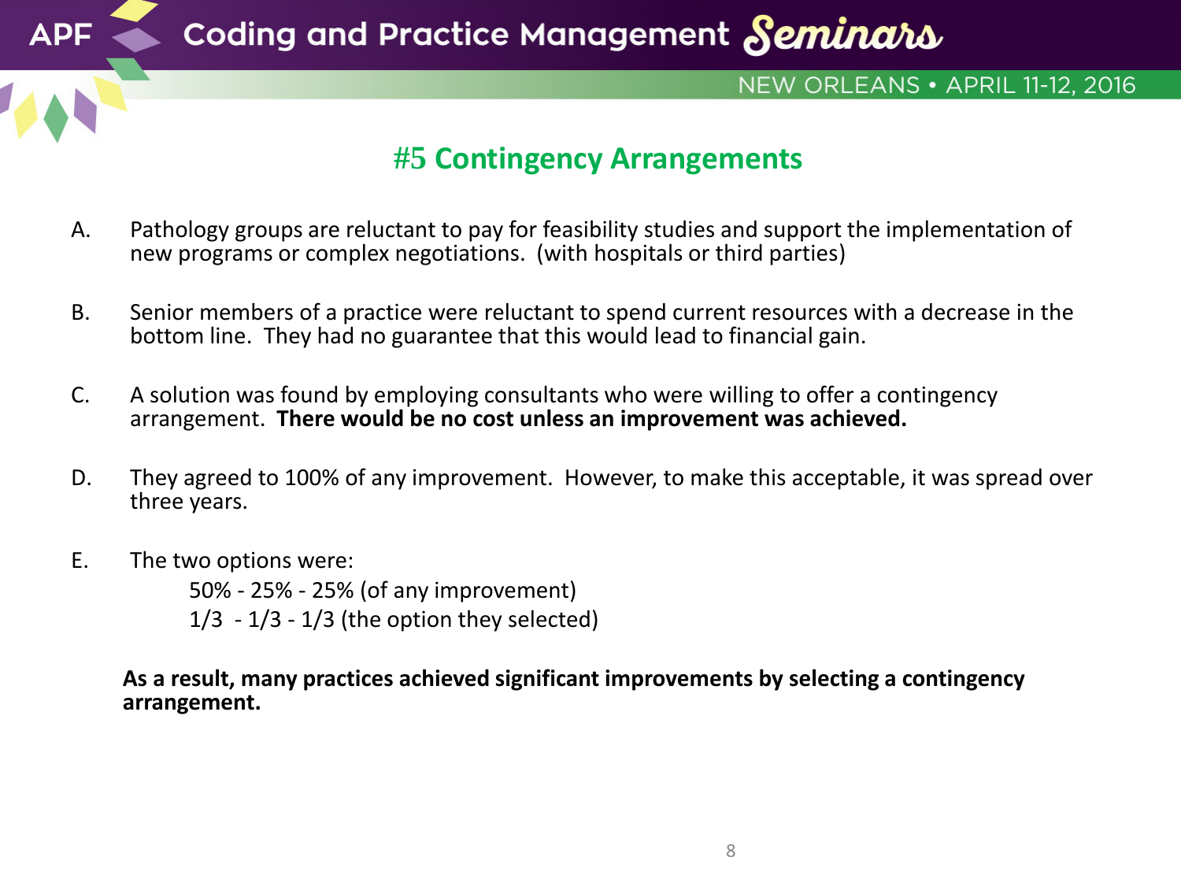## #5 Contingency Arrangements

A. Pathology groups are reluctant to pay for feasibility studies and support the implementation of new programs or complex negotiations. (with hospitals or third parties)

B. Senior members of a practice were reluctant to spend current resources with a decrease in the bottom line. They had no guarantee that this would lead to financial gain.

C. A solution was found by employing consultants who were willing to offer a contingency arrangement. **There would be no cost unless an improvement was achieved.**

D. They agreed to 100% of any improvement. However, to make this acceptable, it was spread over three years.

E. The two options were:

   50% - 25% - 25% (of any improvement)

   1/3 - 1/3 - 1/3 (the option they selected)

**As a result, many practices achieved significant improvements by selecting a contingency arrangement.**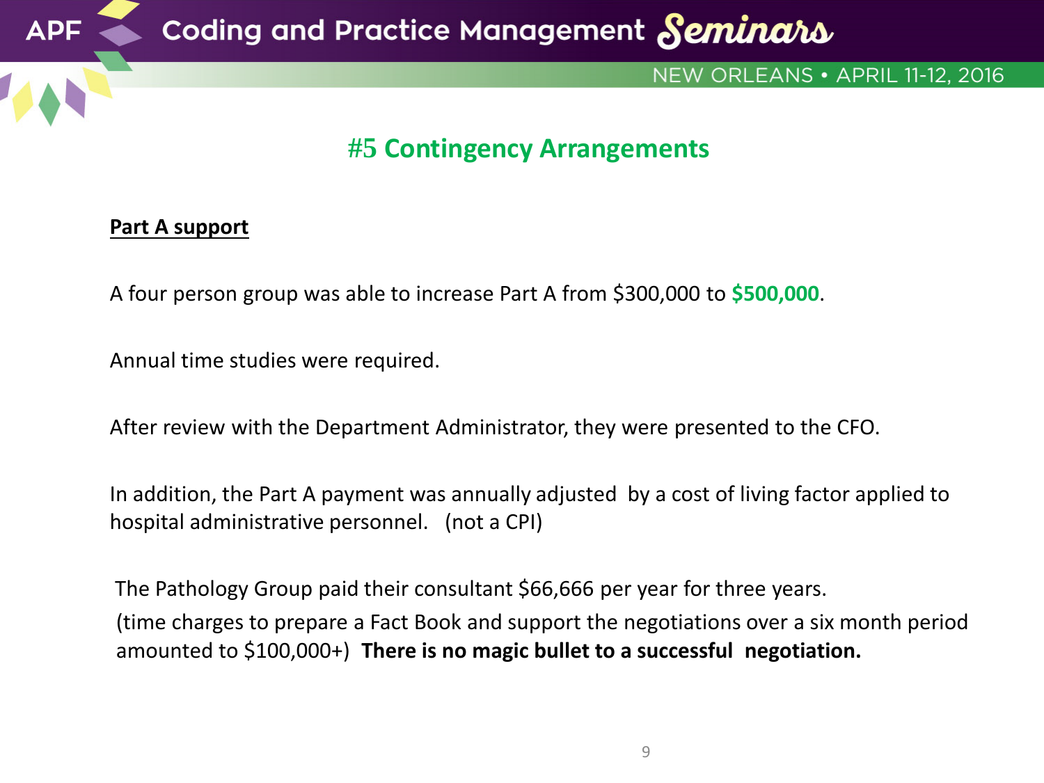## #5 Contingency Arrangements

**Part A support**

A four person group was able to increase Part A from $300,000 to **$500,000**.

Annual time studies were required.

After review with the Department Administrator, they were presented to the CFO.

In addition, the Part A payment was annually adjusted by a cost of living factor applied to hospital administrative personnel. (not a CPI)

The Pathology Group paid their consultant $66,666 per year for three years.
(time charges to prepare a Fact Book and support the negotiations over a six month period amounted to $100,000+) **There is no magic bullet to a successful negotiation.**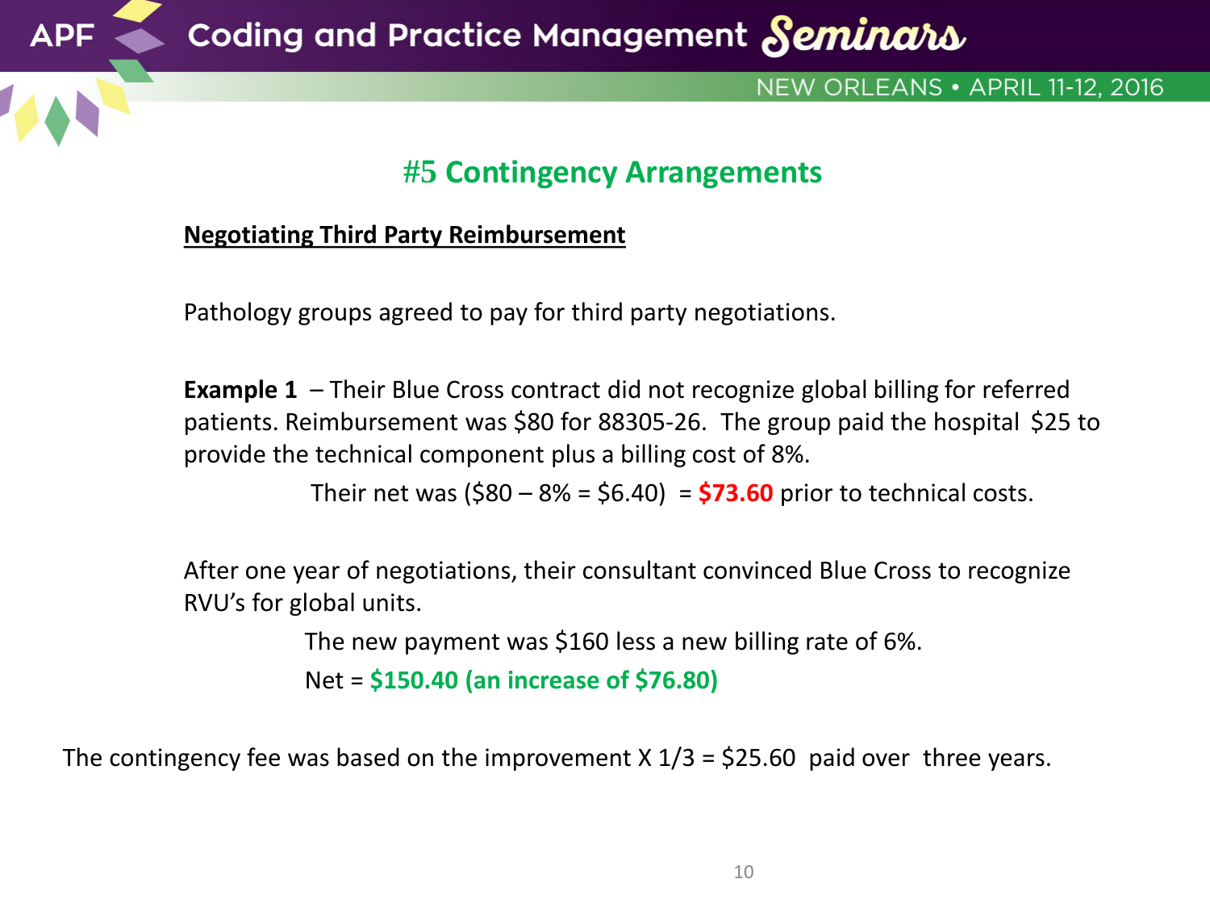## #5 Contingency Arrangements

**Negotiating Third Party Reimbursement**

Pathology groups agreed to pay for third party negotiations.

**Example 1** – Their Blue Cross contract did not recognize global billing for referred patients. Reimbursement was $80 for 88305-26. The group paid the hospital $25 to provide the technical component plus a billing cost of 8%.

Their net was ($80 – 8% = $6.40) = **$73.60** prior to technical costs.

After one year of negotiations, their consultant convinced Blue Cross to recognize RVU's for global units.

The new payment was $160 less a new billing rate of 6%.

Net = **$150.40 (an increase of $76.80)**

The contingency fee was based on the improvement X 1/3 = $25.60 paid over three years.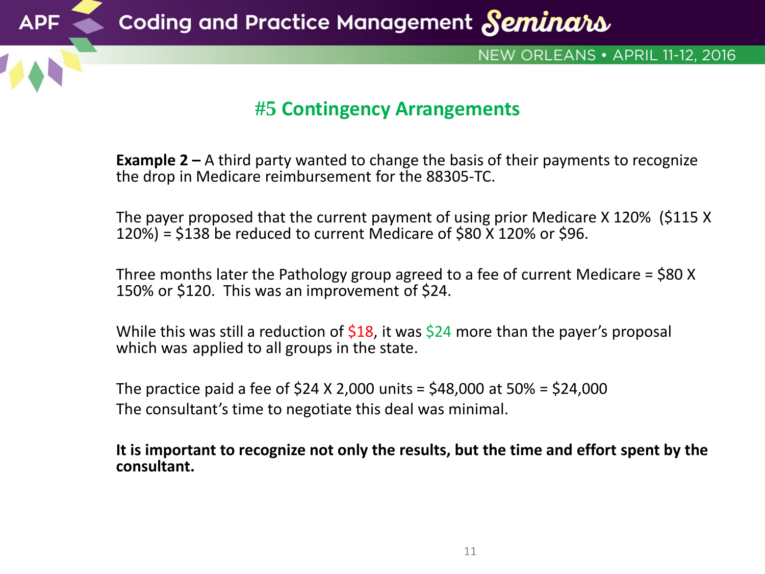## #5 Contingency Arrangements

**Example 2 –** A third party wanted to change the basis of their payments to recognize the drop in Medicare reimbursement for the 88305-TC.

The payer proposed that the current payment of using prior Medicare X 120% ($115 X 120%) = $138 be reduced to current Medicare of $80 X 120% or $96.

Three months later the Pathology group agreed to a fee of current Medicare = $80 X 150% or $120. This was an improvement of $24.

While this was still a reduction of $18, it was $24 more than the payer's proposal which was applied to all groups in the state.

The practice paid a fee of $24 X 2,000 units = $48,000 at 50% = $24,000
The consultant's time to negotiate this deal was minimal.

**It is important to recognize not only the results, but the time and effort spent by the consultant.**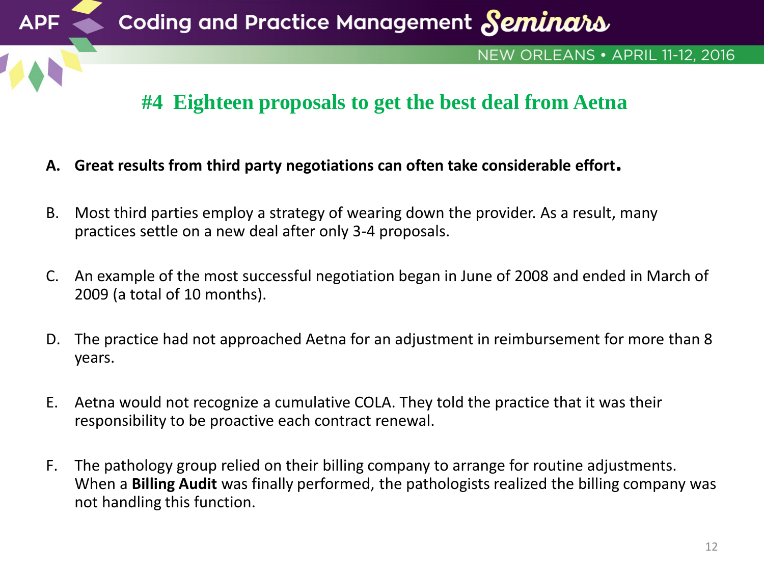# #4 Eighteen proposals to get the best deal from Aetna

A. **Great results from third party negotiations can often take considerable effort.**

B. Most third parties employ a strategy of wearing down the provider. As a result, many practices settle on a new deal after only 3-4 proposals.

C. An example of the most successful negotiation began in June of 2008 and ended in March of 2009 (a total of 10 months).

D. The practice had not approached Aetna for an adjustment in reimbursement for more than 8 years.

E. Aetna would not recognize a cumulative COLA. They told the practice that it was their responsibility to be proactive each contract renewal.

F. The pathology group relied on their billing company to arrange for routine adjustments. When a **Billing Audit** was finally performed, the pathologists realized the billing company was not handling this function.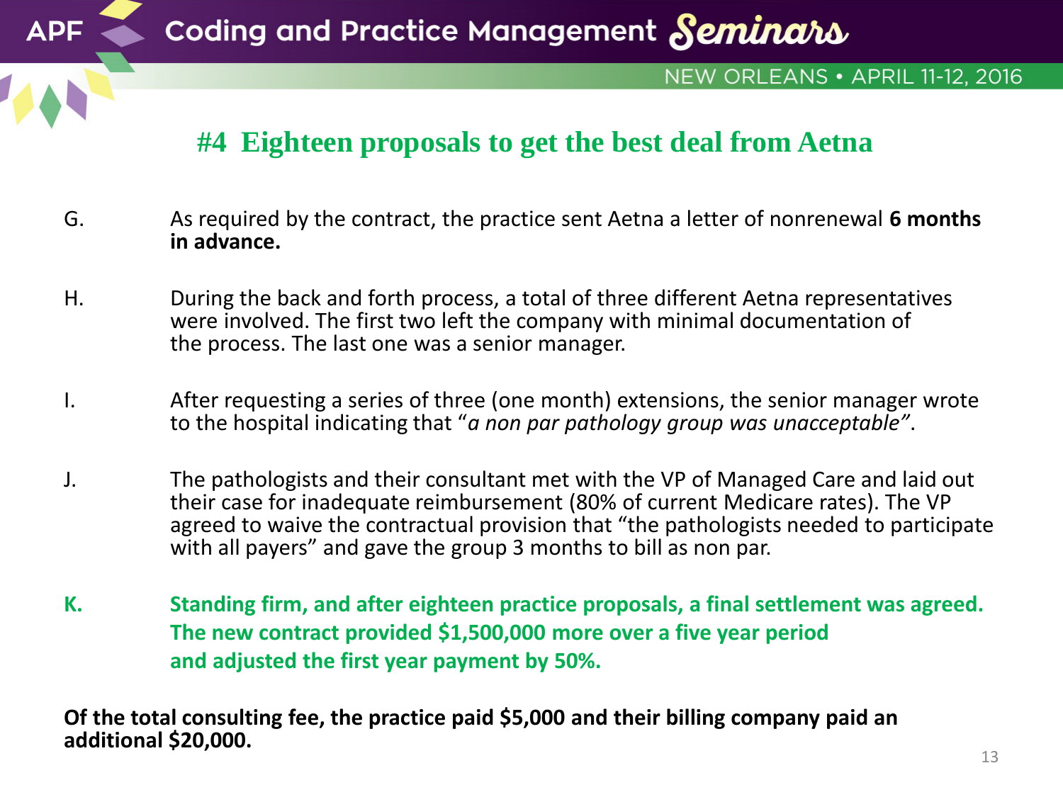## #4 Eighteen proposals to get the best deal from Aetna

G. As required by the contract, the practice sent Aetna a letter of nonrenewal **6 months in advance.**

H. During the back and forth process, a total of three different Aetna representatives were involved. The first two left the company with minimal documentation of the process. The last one was a senior manager.

I. After requesting a series of three (one month) extensions, the senior manager wrote to the hospital indicating that "*a non par pathology group was unacceptable"*.

J. The pathologists and their consultant met with the VP of Managed Care and laid out their case for inadequate reimbursement (80% of current Medicare rates). The VP agreed to waive the contractual provision that "the pathologists needed to participate with all payers" and gave the group 3 months to bill as non par.

**K. Standing firm, and after eighteen practice proposals, a final settlement was agreed. The new contract provided $1,500,000 more over a five year period and adjusted the first year payment by 50%.**

**Of the total consulting fee, the practice paid $5,000 and their billing company paid an additional $20,000.**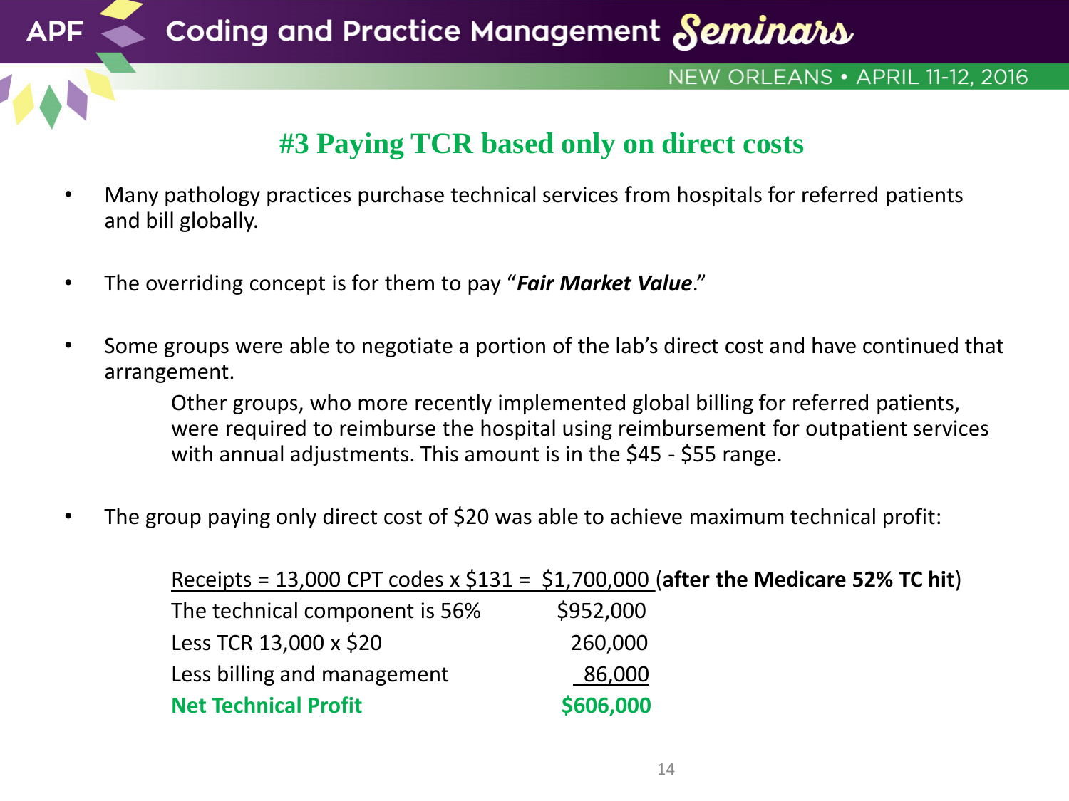## #3 Paying TCR based only on direct costs

- Many pathology practices purchase technical services from hospitals for referred patients and bill globally.
- The overriding concept is for them to pay "***Fair Market Value***."
- Some groups were able to negotiate a portion of the lab's direct cost and have continued that arrangement.

  Other groups, who more recently implemented global billing for referred patients, were required to reimburse the hospital using reimbursement for outpatient services with annual adjustments. This amount is in the $45 - $55 range.

- The group paying only direct cost of $20 was able to achieve maximum technical profit:

Receipts = 13,000 CPT codes x $131 = $1,700,000 (**after the Medicare 52% TC hit**)

| | |
|---|---|
| The technical component is 56% | $952,000 |
| Less TCR 13,000 x $20 | 260,000 |
| Less billing and management | 86,000 |
| **Net Technical Profit** | **$606,000** |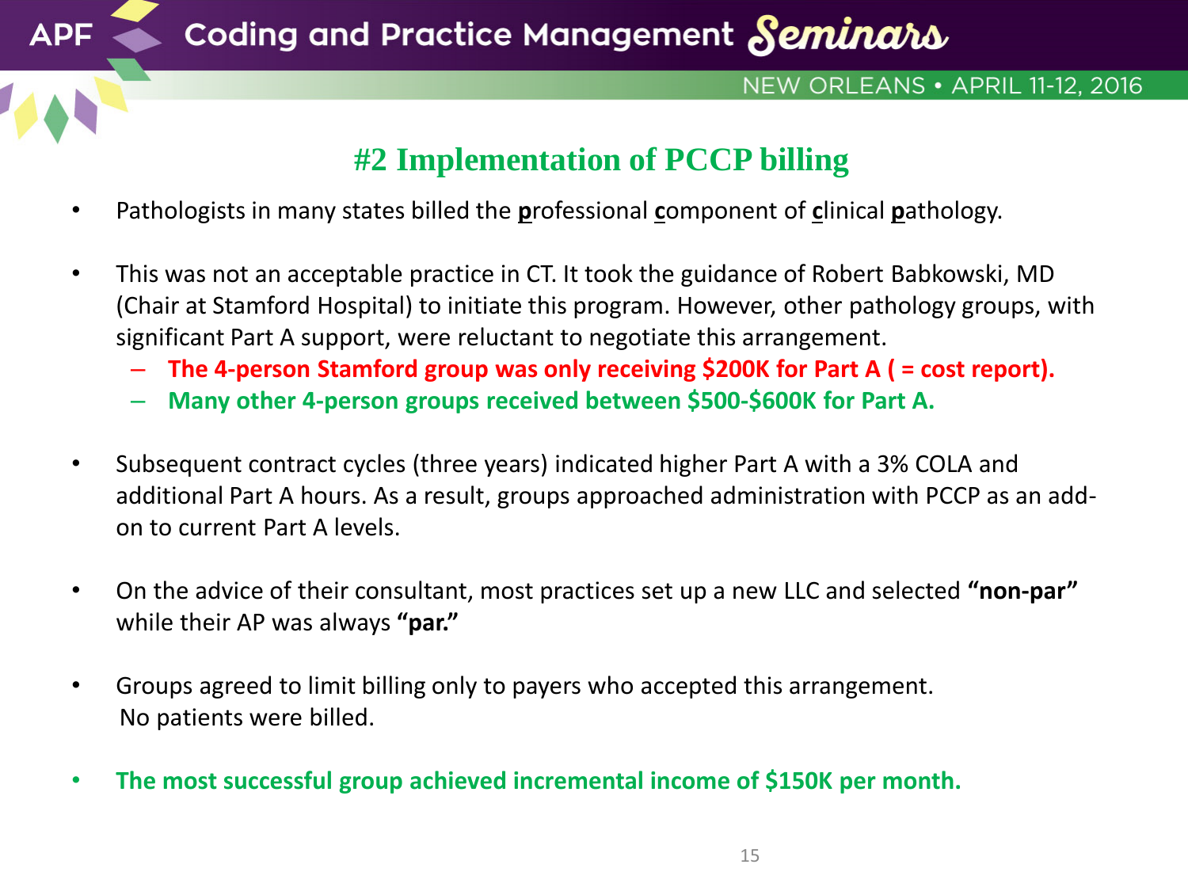## #2 Implementation of PCCP billing

- Pathologists in many states billed the **p**rofessional **c**omponent of **c**linical **p**athology.

- This was not an acceptable practice in CT. It took the guidance of Robert Babkowski, MD (Chair at Stamford Hospital) to initiate this program. However, other pathology groups, with significant Part A support, were reluctant to negotiate this arrangement.
  - **The 4-person Stamford group was only receiving $200K for Part A ( = cost report).**
  - **Many other 4-person groups received between $500-$600K for Part A.**

- Subsequent contract cycles (three years) indicated higher Part A with a 3% COLA and additional Part A hours. As a result, groups approached administration with PCCP as an add-on to current Part A levels.

- On the advice of their consultant, most practices set up a new LLC and selected **"non-par"** while their AP was always **"par."**

- Groups agreed to limit billing only to payers who accepted this arrangement. No patients were billed.

- **The most successful group achieved incremental income of $150K per month.**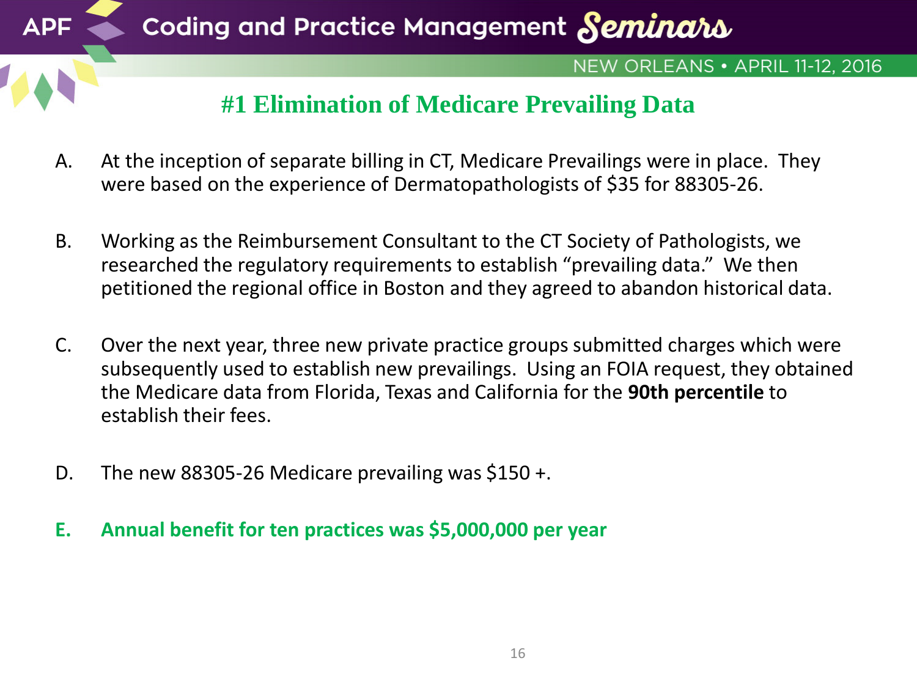# #1 Elimination of Medicare Prevailing Data

A. At the inception of separate billing in CT, Medicare Prevailings were in place. They were based on the experience of Dermatopathologists of $35 for 88305-26.

B. Working as the Reimbursement Consultant to the CT Society of Pathologists, we researched the regulatory requirements to establish "prevailing data." We then petitioned the regional office in Boston and they agreed to abandon historical data.

C. Over the next year, three new private practice groups submitted charges which were subsequently used to establish new prevailings. Using an FOIA request, they obtained the Medicare data from Florida, Texas and California for the **90th percentile** to establish their fees.

D. The new 88305-26 Medicare prevailing was $150 +.

**E. Annual benefit for ten practices was $5,000,000 per year**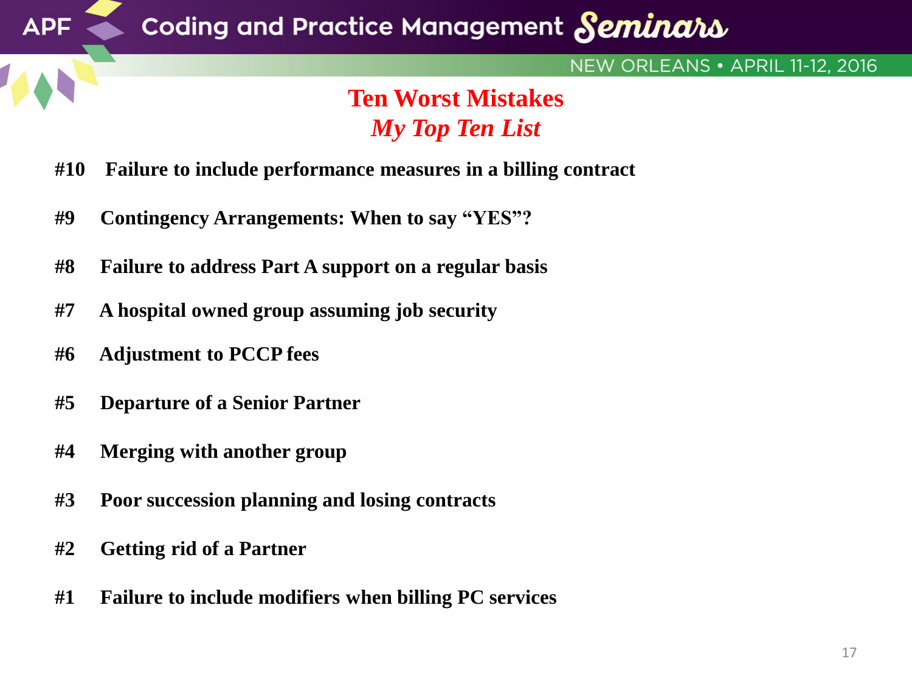# Ten Worst Mistakes

## *My Top Ten List*

**#10 Failure to include performance measures in a billing contract**

**#9 Contingency Arrangements: When to say "YES"?**

**#8 Failure to address Part A support on a regular basis**

**#7 A hospital owned group assuming job security**

**#6 Adjustment to PCCP fees**

**#5 Departure of a Senior Partner**

**#4 Merging with another group**

**#3 Poor succession planning and losing contracts**

**#2 Getting rid of a Partner**

**#1 Failure to include modifiers when billing PC services**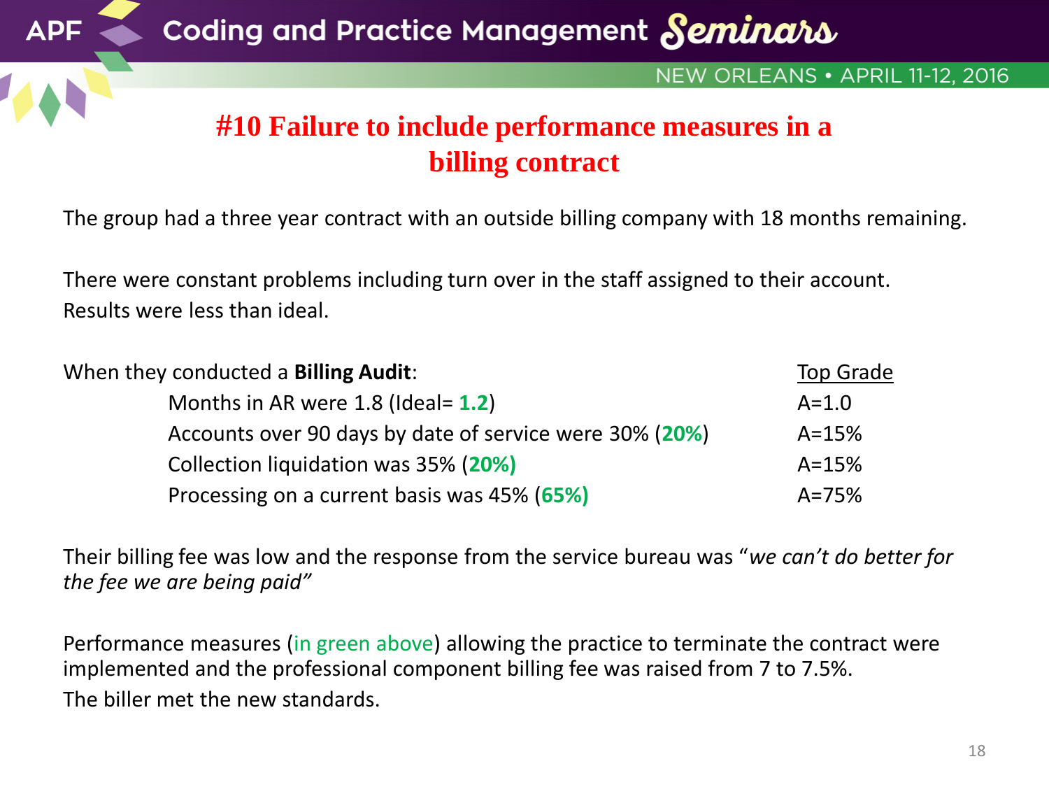## #10 Failure to include performance measures in a billing contract

The group had a three year contract with an outside billing company with 18 months remaining.

There were constant problems including turn over in the staff assigned to their account. Results were less than ideal.

| When they conducted a **Billing Audit**: | Top Grade |
|---|---|
| Months in AR were 1.8 (Ideal= **1.2**) | A=1.0 |
| Accounts over 90 days by date of service were 30% (**20%**) | A=15% |
| Collection liquidation was 35% (**20%)** | A=15% |
| Processing on a current basis was 45% (**65%)** | A=75% |

Their billing fee was low and the response from the service bureau was "*we can't do better for the fee we are being paid"*

Performance measures (in green above) allowing the practice to terminate the contract were implemented and the professional component billing fee was raised from 7 to 7.5%. The biller met the new standards.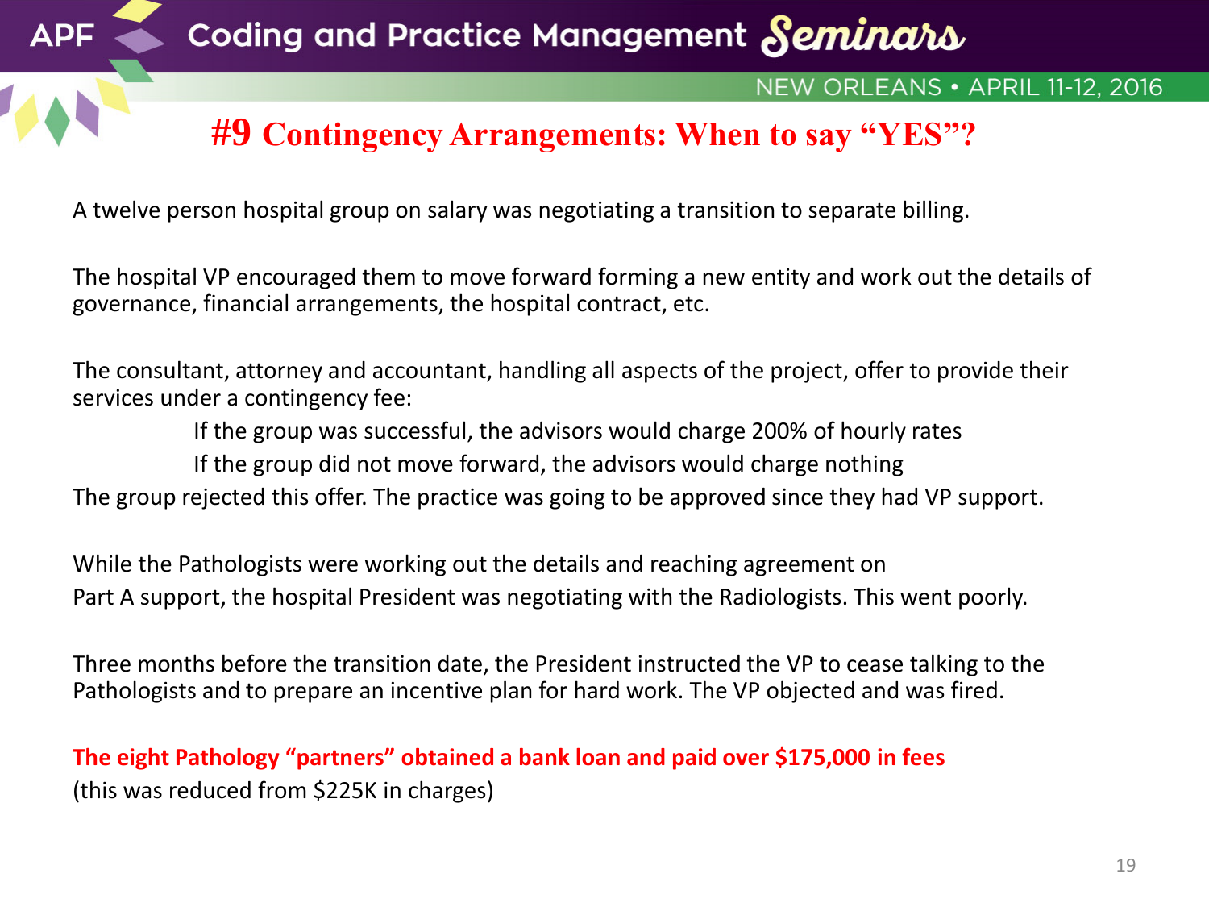# #9 Contingency Arrangements: When to say "YES"?

A twelve person hospital group on salary was negotiating a transition to separate billing.

The hospital VP encouraged them to move forward forming a new entity and work out the details of governance, financial arrangements, the hospital contract, etc.

The consultant, attorney and accountant, handling all aspects of the project, offer to provide their services under a contingency fee:

> If the group was successful, the advisors would charge 200% of hourly rates
>
> If the group did not move forward, the advisors would charge nothing

The group rejected this offer. The practice was going to be approved since they had VP support.

While the Pathologists were working out the details and reaching agreement on Part A support, the hospital President was negotiating with the Radiologists. This went poorly.

Three months before the transition date, the President instructed the VP to cease talking to the Pathologists and to prepare an incentive plan for hard work. The VP objected and was fired.

**The eight Pathology "partners" obtained a bank loan and paid over $175,000 in fees**
(this was reduced from $225K in charges)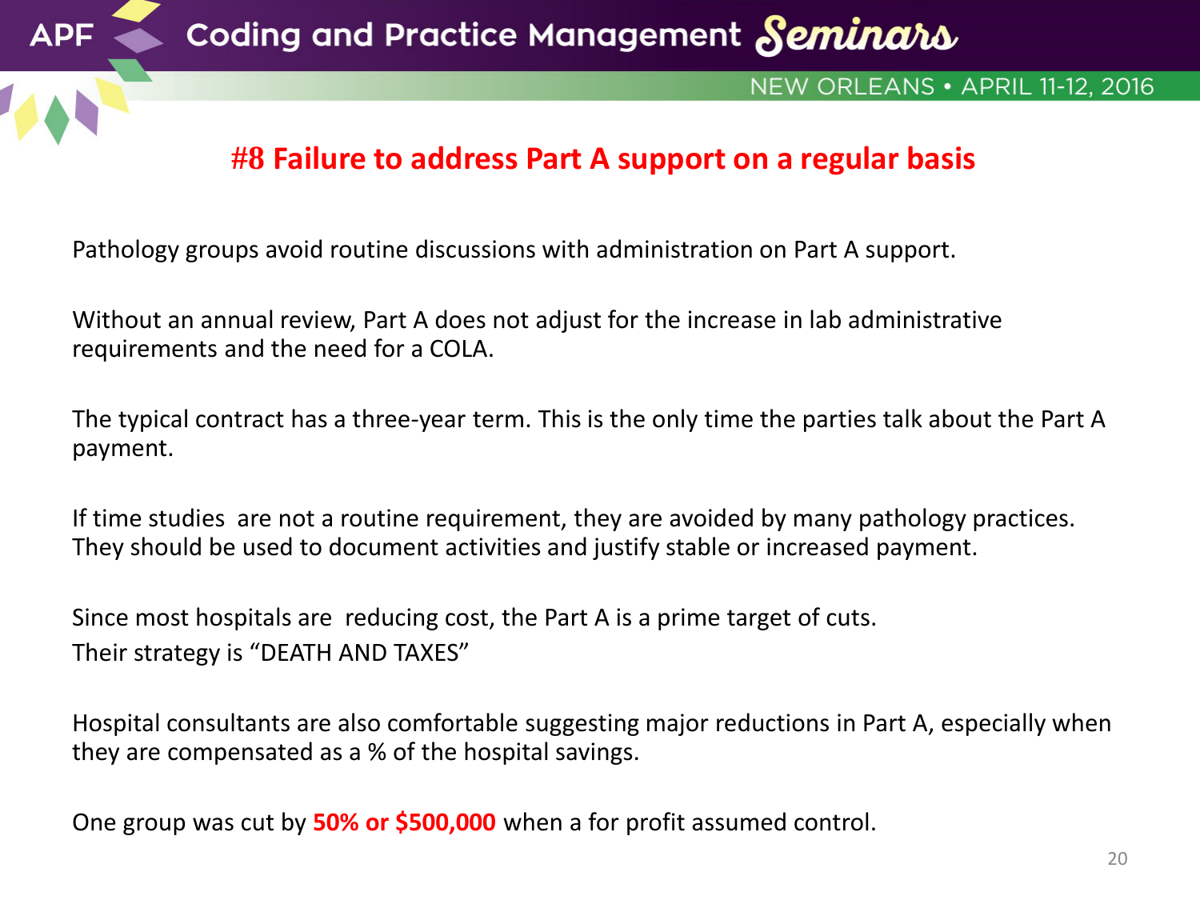## #8 Failure to address Part A support on a regular basis

Pathology groups avoid routine discussions with administration on Part A support.

Without an annual review, Part A does not adjust for the increase in lab administrative requirements and the need for a COLA.

The typical contract has a three-year term. This is the only time the parties talk about the Part A payment.

If time studies are not a routine requirement, they are avoided by many pathology practices. They should be used to document activities and justify stable or increased payment.

Since most hospitals are reducing cost, the Part A is a prime target of cuts.
Their strategy is "DEATH AND TAXES"

Hospital consultants are also comfortable suggesting major reductions in Part A, especially when they are compensated as a % of the hospital savings.

One group was cut by **50% or $500,000** when a for profit assumed control.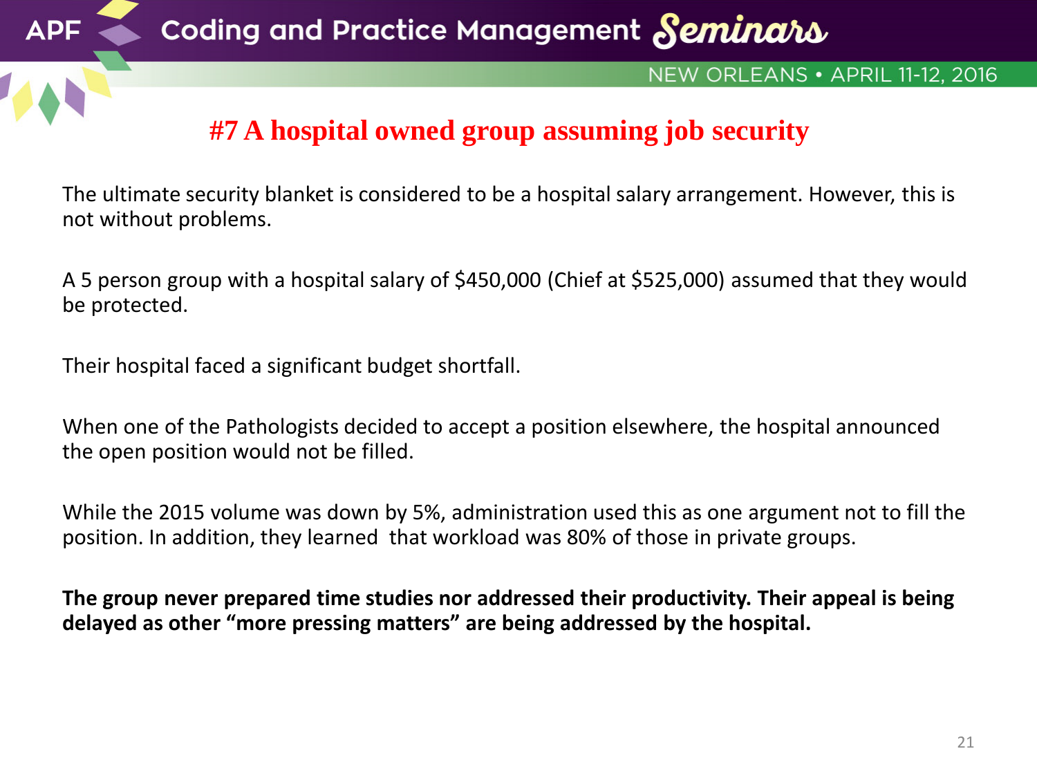# #7 A hospital owned group assuming job security

The ultimate security blanket is considered to be a hospital salary arrangement. However, this is not without problems.

A 5 person group with a hospital salary of $450,000 (Chief at $525,000) assumed that they would be protected.

Their hospital faced a significant budget shortfall.

When one of the Pathologists decided to accept a position elsewhere, the hospital announced the open position would not be filled.

While the 2015 volume was down by 5%, administration used this as one argument not to fill the position. In addition, they learned that workload was 80% of those in private groups.

**The group never prepared time studies nor addressed their productivity. Their appeal is being delayed as other "more pressing matters" are being addressed by the hospital.**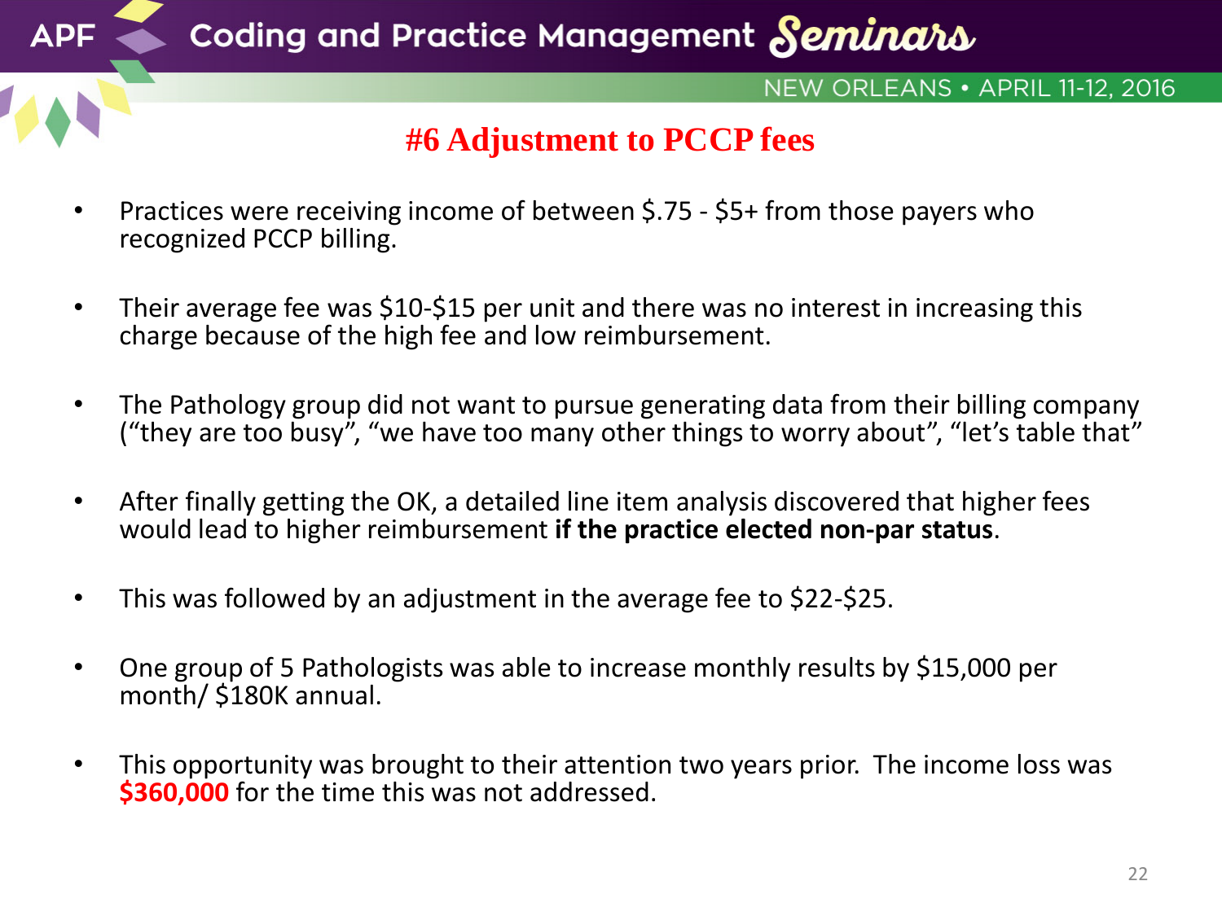# #6 Adjustment to PCCP fees

- Practices were receiving income of between $.75 - $5+ from those payers who recognized PCCP billing.
- Their average fee was $10-$15 per unit and there was no interest in increasing this charge because of the high fee and low reimbursement.
- The Pathology group did not want to pursue generating data from their billing company ("they are too busy", "we have too many other things to worry about", "let's table that"
- After finally getting the OK, a detailed line item analysis discovered that higher fees would lead to higher reimbursement **if the practice elected non-par status**.
- This was followed by an adjustment in the average fee to $22-$25.
- One group of 5 Pathologists was able to increase monthly results by $15,000 per month/ $180K annual.
- This opportunity was brought to their attention two years prior. The income loss was **$360,000** for the time this was not addressed.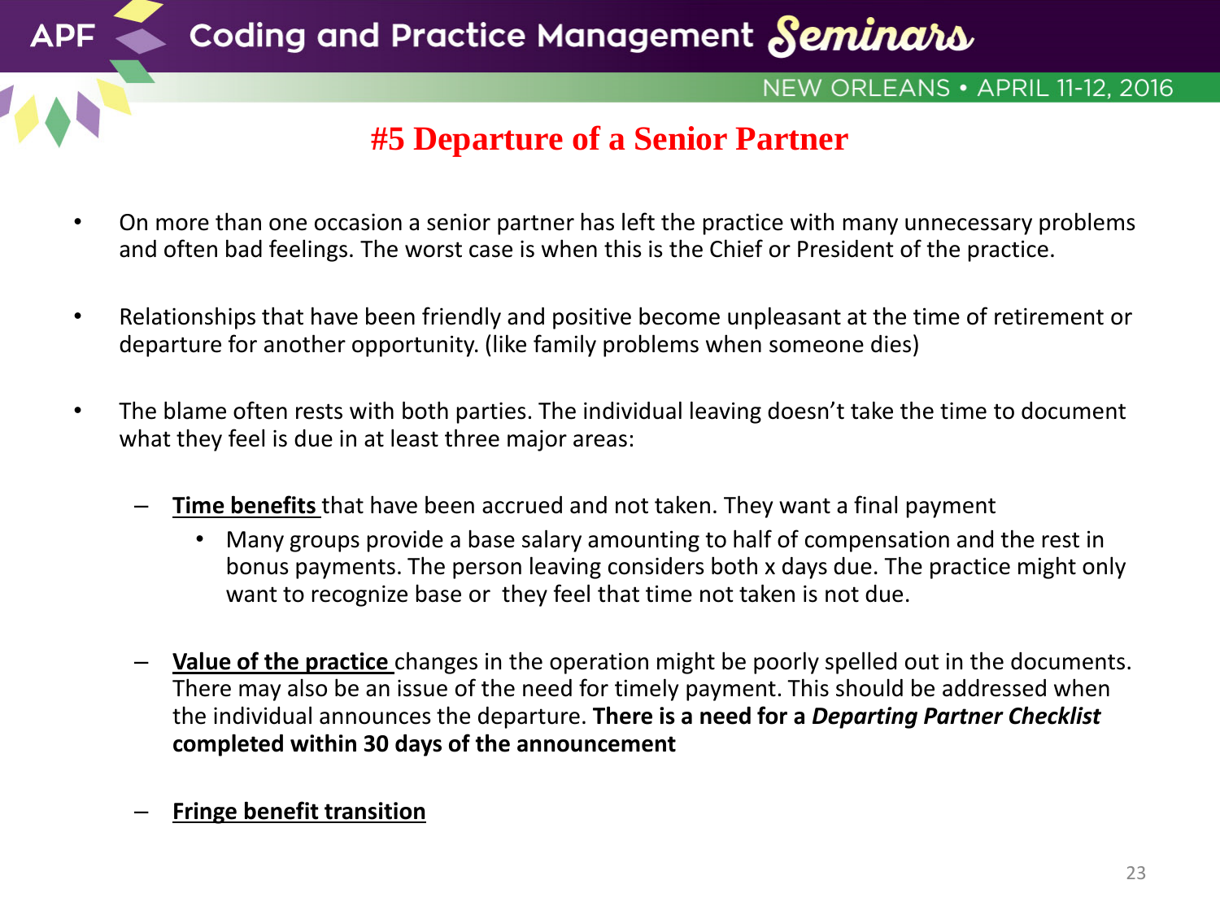# #5 Departure of a Senior Partner

- On more than one occasion a senior partner has left the practice with many unnecessary problems and often bad feelings. The worst case is when this is the Chief or President of the practice.

- Relationships that have been friendly and positive become unpleasant at the time of retirement or departure for another opportunity. (like family problems when someone dies)

- The blame often rests with both parties. The individual leaving doesn't take the time to document what they feel is due in at least three major areas:

  – **<u>Time benefits</u>** that have been accrued and not taken. They want a final payment
    - Many groups provide a base salary amounting to half of compensation and the rest in bonus payments. The person leaving considers both x days due. The practice might only want to recognize base or they feel that time not taken is not due.

  – **<u>Value of the practice</u>** changes in the operation might be poorly spelled out in the documents. There may also be an issue of the need for timely payment. This should be addressed when the individual announces the departure. **There is a need for a *Departing Partner Checklist* completed within 30 days of the announcement**

  – **<u>Fringe benefit transition</u>**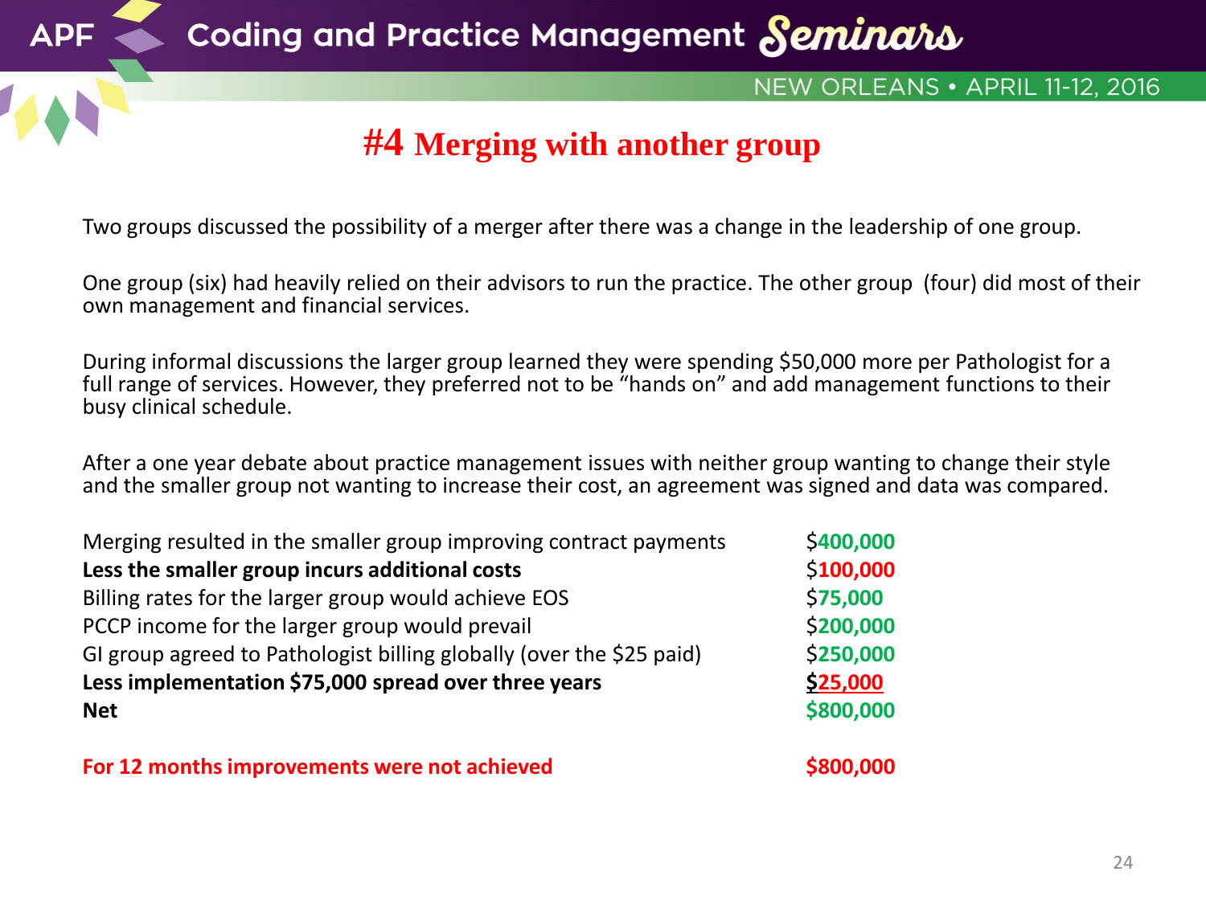# #4 Merging with another group

Two groups discussed the possibility of a merger after there was a change in the leadership of one group.

One group (six) had heavily relied on their advisors to run the practice. The other group (four) did most of their own management and financial services.

During informal discussions the larger group learned they were spending $50,000 more per Pathologist for a full range of services. However, they preferred not to be "hands on" and add management functions to their busy clinical schedule.

After a one year debate about practice management issues with neither group wanting to change their style and the smaller group not wanting to increase their cost, an agreement was signed and data was compared.

| | |
|---|---|
| Merging resulted in the smaller group improving contract payments | $400,000 |
| **Less the smaller group incurs additional costs** | $100,000 |
| Billing rates for the larger group would achieve EOS | $75,000 |
| PCCP income for the larger group would prevail | $200,000 |
| GI group agreed to Pathologist billing globally (over the $25 paid) | $250,000 |
| **Less implementation $75,000 spread over three years** | $25,000 |
| **Net** | **$800,000** |

**For 12 months improvements were not achieved** **$800,000**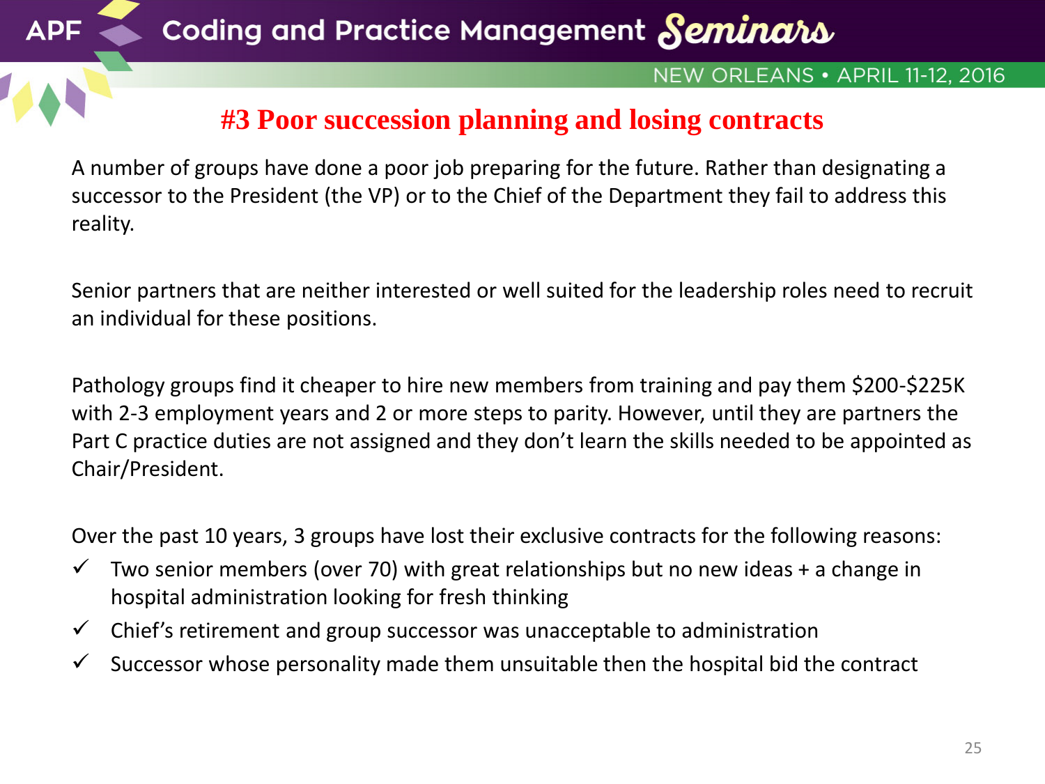# #3 Poor succession planning and losing contracts

A number of groups have done a poor job preparing for the future. Rather than designating a successor to the President (the VP) or to the Chief of the Department they fail to address this reality.

Senior partners that are neither interested or well suited for the leadership roles need to recruit an individual for these positions.

Pathology groups find it cheaper to hire new members from training and pay them $200-$225K with 2-3 employment years and 2 or more steps to parity. However, until they are partners the Part C practice duties are not assigned and they don't learn the skills needed to be appointed as Chair/President.

Over the past 10 years, 3 groups have lost their exclusive contracts for the following reasons:

- ✓ Two senior members (over 70) with great relationships but no new ideas + a change in hospital administration looking for fresh thinking
- ✓ Chief's retirement and group successor was unacceptable to administration
- ✓ Successor whose personality made them unsuitable then the hospital bid the contract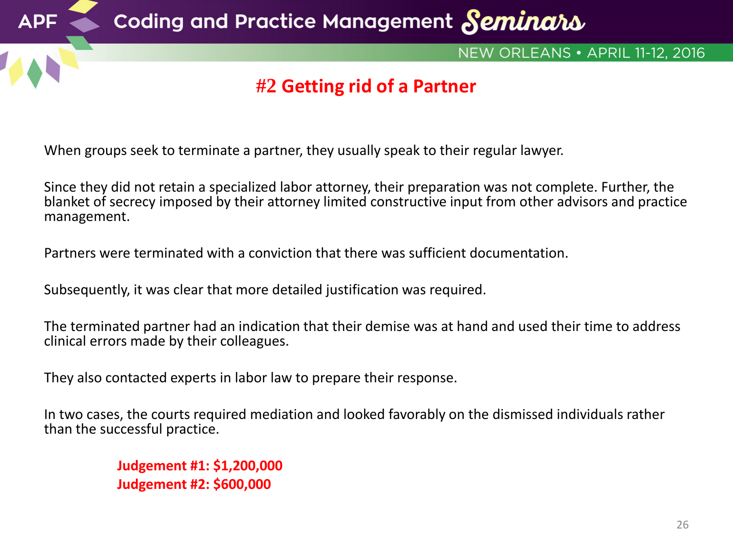# #2 Getting rid of a Partner

When groups seek to terminate a partner, they usually speak to their regular lawyer.

Since they did not retain a specialized labor attorney, their preparation was not complete. Further, the blanket of secrecy imposed by their attorney limited constructive input from other advisors and practice management.

Partners were terminated with a conviction that there was sufficient documentation.

Subsequently, it was clear that more detailed justification was required.

The terminated partner had an indication that their demise was at hand and used their time to address clinical errors made by their colleagues.

They also contacted experts in labor law to prepare their response.

In two cases, the courts required mediation and looked favorably on the dismissed individuals rather than the successful practice.

**Judgement #1: $1,200,000**
**Judgement #2: $600,000**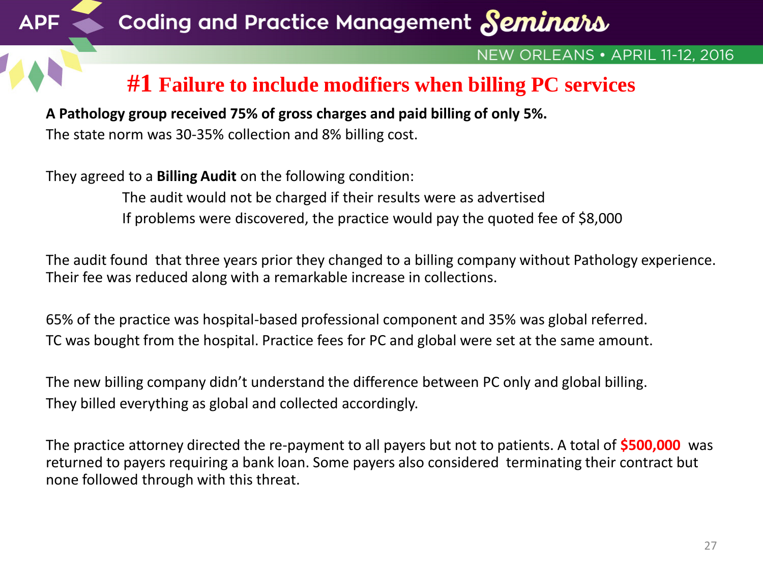# #1 Failure to include modifiers when billing PC services

**A Pathology group received 75% of gross charges and paid billing of only 5%.**
The state norm was 30-35% collection and 8% billing cost.

They agreed to a **Billing Audit** on the following condition:

> The audit would not be charged if their results were as advertised
> If problems were discovered, the practice would pay the quoted fee of $8,000

The audit found that three years prior they changed to a billing company without Pathology experience. Their fee was reduced along with a remarkable increase in collections.

65% of the practice was hospital-based professional component and 35% was global referred.
TC was bought from the hospital. Practice fees for PC and global were set at the same amount.

The new billing company didn't understand the difference between PC only and global billing.
They billed everything as global and collected accordingly.

The practice attorney directed the re-payment to all payers but not to patients. A total of **$500,000** was returned to payers requiring a bank loan. Some payers also considered terminating their contract but none followed through with this threat.